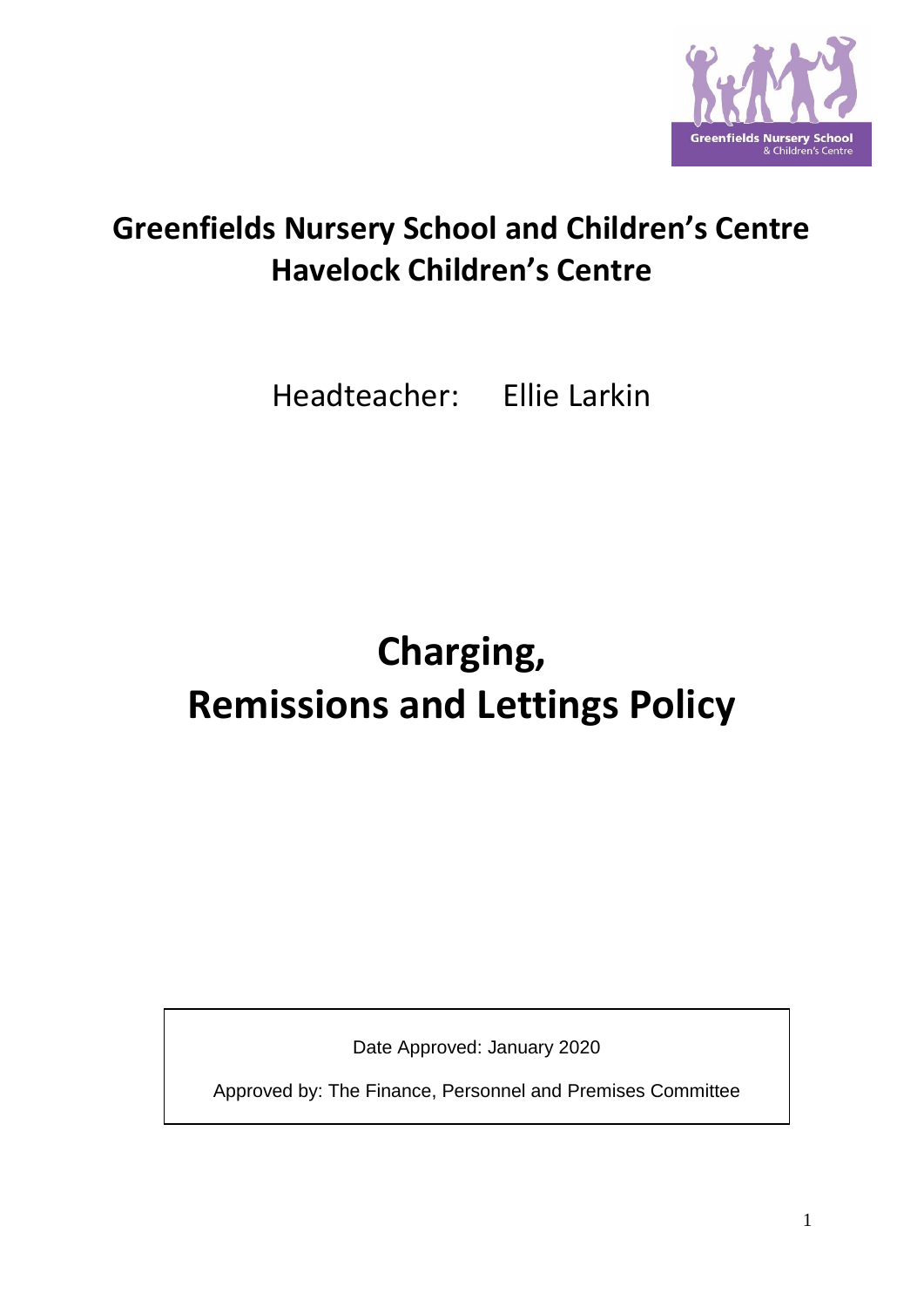# Greenfields Nursery School and Children's Centre
# Havelock Children's Centre

Headteacher: Ellie Larkin

# Charging, Remissions and Lettings Policy

Date Approved: January 2020

Approved by: The Finance, Personnel and Premises Committee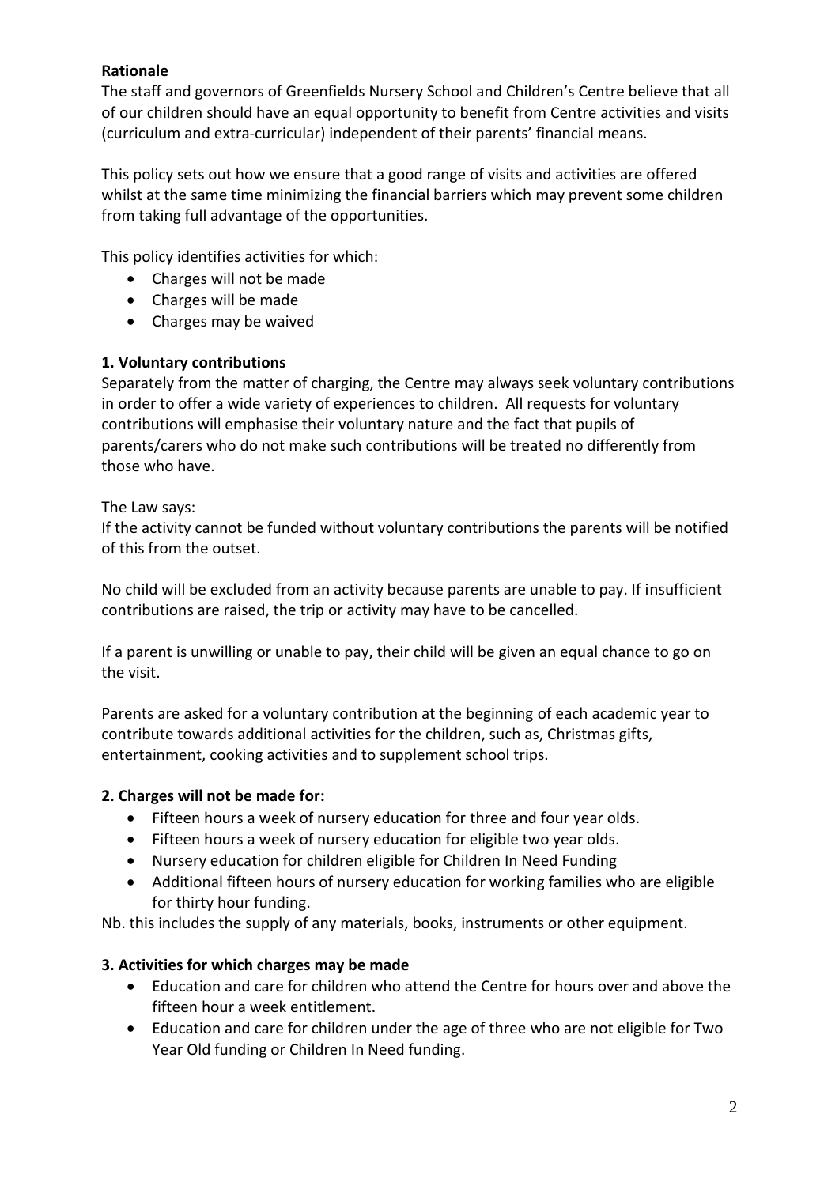**Rationale**

The staff and governors of Greenfields Nursery School and Children's Centre believe that all of our children should have an equal opportunity to benefit from Centre activities and visits (curriculum and extra-curricular) independent of their parents' financial means.

This policy sets out how we ensure that a good range of visits and activities are offered whilst at the same time minimizing the financial barriers which may prevent some children from taking full advantage of the opportunities.

This policy identifies activities for which:

- Charges will not be made
- Charges will be made
- Charges may be waived

**1. Voluntary contributions**

Separately from the matter of charging, the Centre may always seek voluntary contributions in order to offer a wide variety of experiences to children. All requests for voluntary contributions will emphasise their voluntary nature and the fact that pupils of parents/carers who do not make such contributions will be treated no differently from those who have.

The Law says:
If the activity cannot be funded without voluntary contributions the parents will be notified of this from the outset.

No child will be excluded from an activity because parents are unable to pay. If insufficient contributions are raised, the trip or activity may have to be cancelled.

If a parent is unwilling or unable to pay, their child will be given an equal chance to go on the visit.

Parents are asked for a voluntary contribution at the beginning of each academic year to contribute towards additional activities for the children, such as, Christmas gifts, entertainment, cooking activities and to supplement school trips.

**2. Charges will not be made for:**

- Fifteen hours a week of nursery education for three and four year olds.
- Fifteen hours a week of nursery education for eligible two year olds.
- Nursery education for children eligible for Children In Need Funding
- Additional fifteen hours of nursery education for working families who are eligible for thirty hour funding.

Nb. this includes the supply of any materials, books, instruments or other equipment.

**3. Activities for which charges may be made**

- Education and care for children who attend the Centre for hours over and above the fifteen hour a week entitlement.
- Education and care for children under the age of three who are not eligible for Two Year Old funding or Children In Need funding.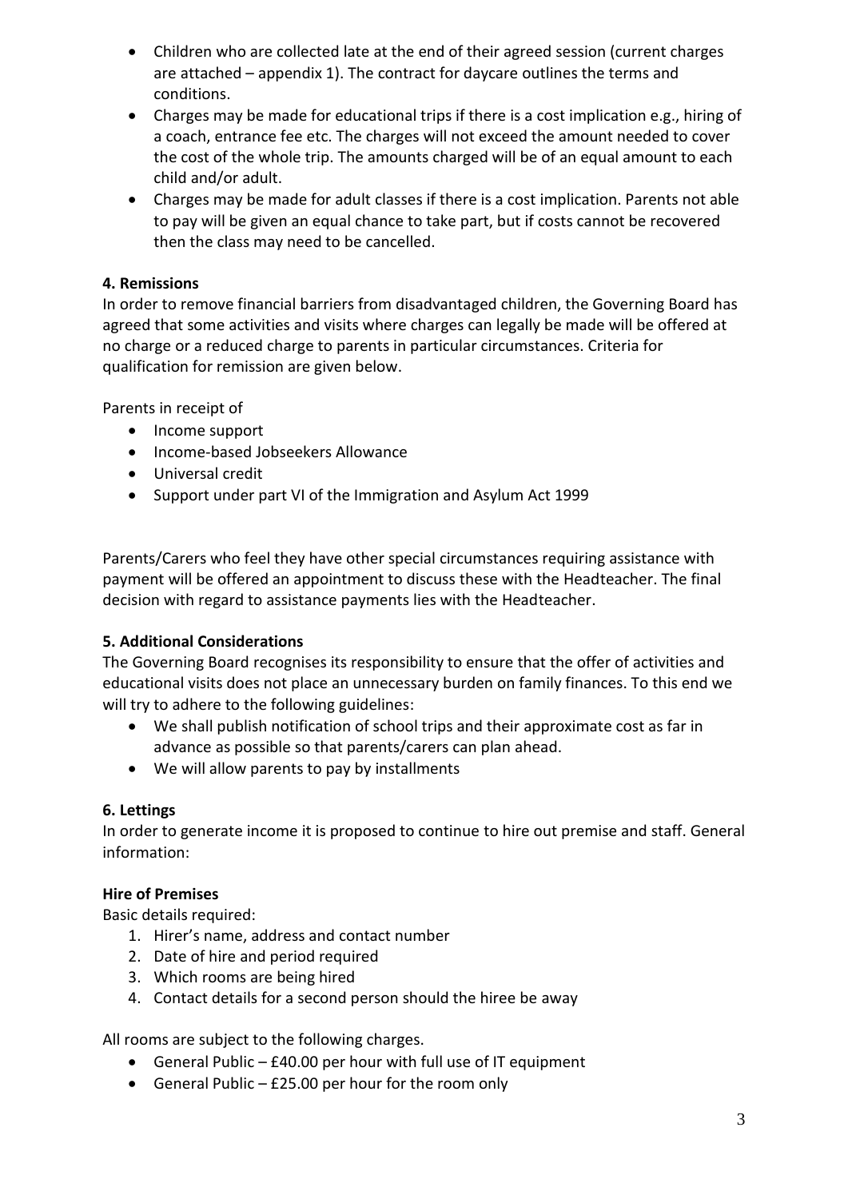- Children who are collected late at the end of their agreed session (current charges are attached – appendix 1). The contract for daycare outlines the terms and conditions.
- Charges may be made for educational trips if there is a cost implication e.g., hiring of a coach, entrance fee etc. The charges will not exceed the amount needed to cover the cost of the whole trip. The amounts charged will be of an equal amount to each child and/or adult.
- Charges may be made for adult classes if there is a cost implication. Parents not able to pay will be given an equal chance to take part, but if costs cannot be recovered then the class may need to be cancelled.

**4. Remissions**

In order to remove financial barriers from disadvantaged children, the Governing Board has agreed that some activities and visits where charges can legally be made will be offered at no charge or a reduced charge to parents in particular circumstances. Criteria for qualification for remission are given below.

Parents in receipt of

- Income support
- Income-based Jobseekers Allowance
- Universal credit
- Support under part VI of the Immigration and Asylum Act 1999

Parents/Carers who feel they have other special circumstances requiring assistance with payment will be offered an appointment to discuss these with the Headteacher. The final decision with regard to assistance payments lies with the Headteacher.

**5. Additional Considerations**

The Governing Board recognises its responsibility to ensure that the offer of activities and educational visits does not place an unnecessary burden on family finances. To this end we will try to adhere to the following guidelines:

- We shall publish notification of school trips and their approximate cost as far in advance as possible so that parents/carers can plan ahead.
- We will allow parents to pay by installments

**6. Lettings**

In order to generate income it is proposed to continue to hire out premise and staff. General information:

**Hire of Premises**

Basic details required:

1. Hirer's name, address and contact number
2. Date of hire and period required
3. Which rooms are being hired
4. Contact details for a second person should the hiree be away

All rooms are subject to the following charges.

- General Public – £40.00 per hour with full use of IT equipment
- General Public – £25.00 per hour for the room only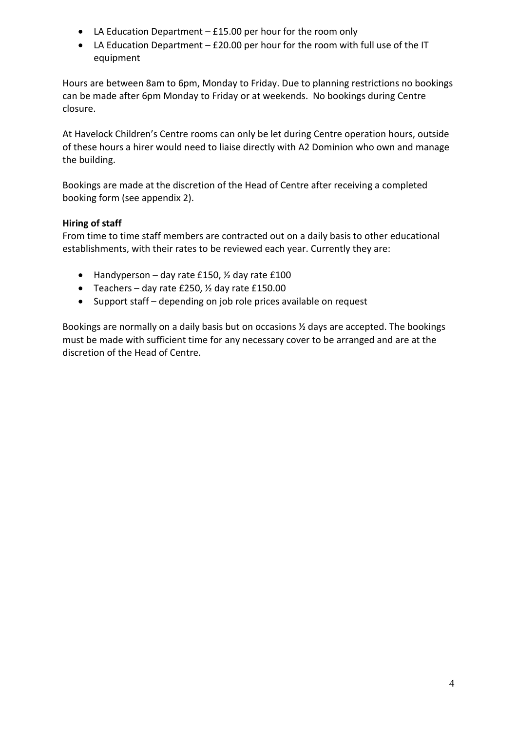- LA Education Department – £15.00 per hour for the room only
- LA Education Department – £20.00 per hour for the room with full use of the IT equipment

Hours are between 8am to 6pm, Monday to Friday. Due to planning restrictions no bookings can be made after 6pm Monday to Friday or at weekends. No bookings during Centre closure.

At Havelock Children's Centre rooms can only be let during Centre operation hours, outside of these hours a hirer would need to liaise directly with A2 Dominion who own and manage the building.

Bookings are made at the discretion of the Head of Centre after receiving a completed booking form (see appendix 2).

**Hiring of staff**

From time to time staff members are contracted out on a daily basis to other educational establishments, with their rates to be reviewed each year. Currently they are:

- Handyperson – day rate £150, ½ day rate £100
- Teachers – day rate £250, ½ day rate £150.00
- Support staff – depending on job role prices available on request

Bookings are normally on a daily basis but on occasions ½ days are accepted. The bookings must be made with sufficient time for any necessary cover to be arranged and are at the discretion of the Head of Centre.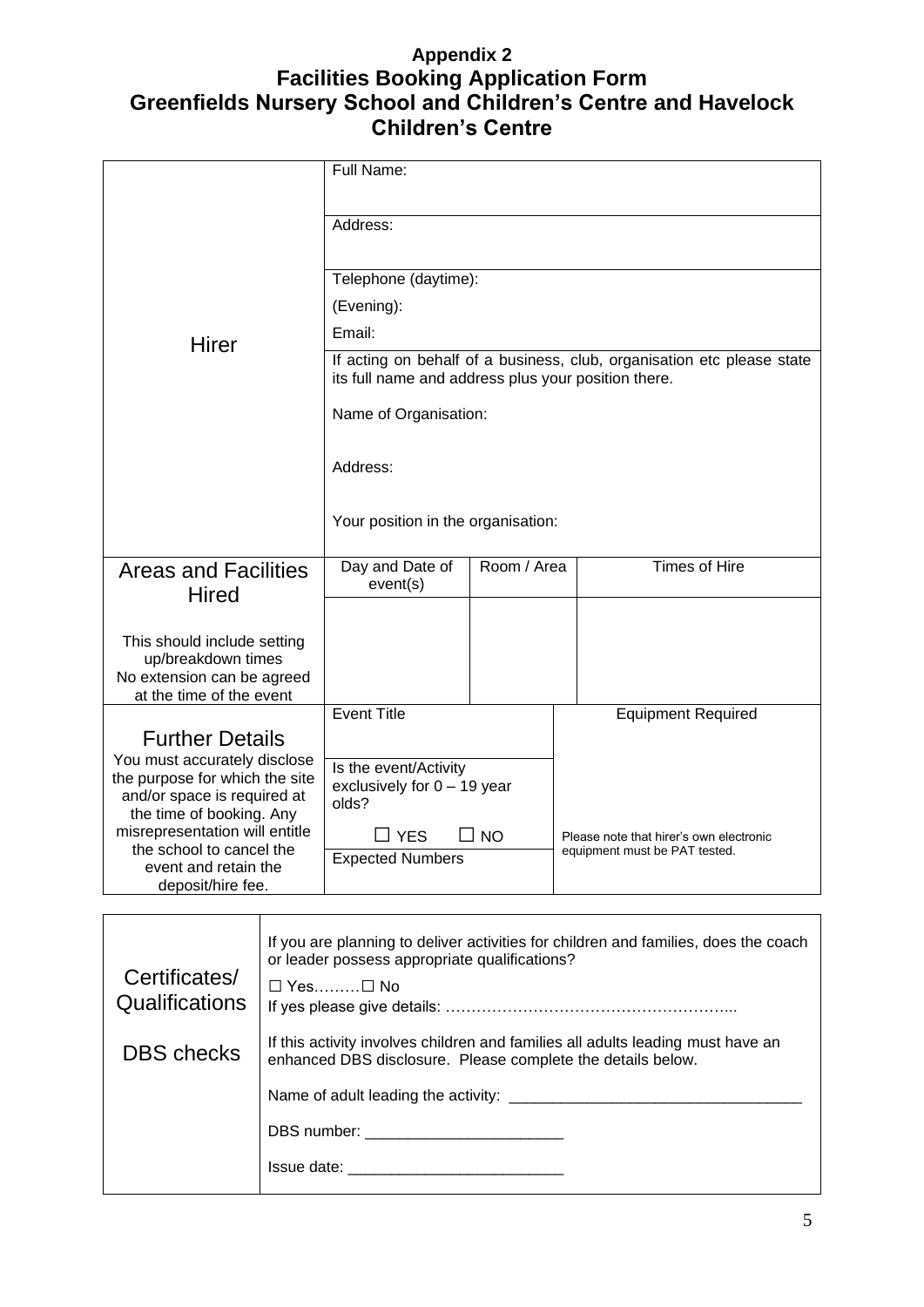**Appendix 2**

# Facilities Booking Application Form
# Greenfields Nursery School and Children's Centre and Havelock Children's Centre

| | | | |
|---|---|---|---|
| Hirer | Full Name: | | |
| | Address: | | |
| | Telephone (daytime):<br>(Evening):<br>Email: | | |
| | If acting on behalf of a business, club, organisation etc please state its full name and address plus your position there.<br><br>Name of Organisation:<br><br>Address:<br><br>Your position in the organisation: | | |
| Areas and Facilities Hired<br><br>This should include setting up/breakdown times<br>No extension can be agreed at the time of the event | Day and Date of event(s) | Room / Area | Times of Hire |
| | | | |
| Further Details<br>You must accurately disclose the purpose for which the site and/or space is required at the time of booking. Any misrepresentation will entitle the school to cancel the event and retain the deposit/hire fee. | Event Title | | Equipment Required |
| | Is the event/Activity exclusively for 0 – 19 year olds?<br>☐ YES ☐ NO | | |
| | Expected Numbers | | Please note that hirer's own electronic equipment must be PAT tested. |

| | |
|---|---|
| Certificates/ Qualifications<br><br>DBS checks | If you are planning to deliver activities for children and families, does the coach or leader possess appropriate qualifications?<br><br>☐ Yes……… ☐ No<br>If yes please give details: ………………………………………………...<br><br>If this activity involves children and families all adults leading must have an enhanced DBS disclosure. Please complete the details below.<br><br>Name of adult leading the activity: ___________________________________<br><br>DBS number: ________________________<br><br>Issue date: _________________________ |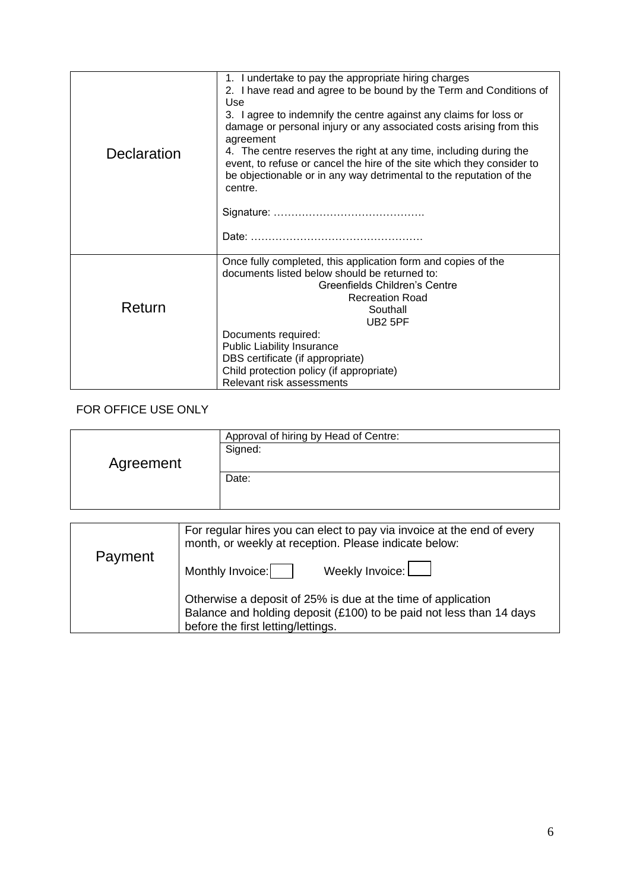| Declaration | 1. I undertake to pay the appropriate hiring charges<br>2. I have read and agree to be bound by the Term and Conditions of Use<br>3. I agree to indemnify the centre against any claims for loss or damage or personal injury or any associated costs arising from this agreement<br>4. The centre reserves the right at any time, including during the event, to refuse or cancel the hire of the site which they consider to be objectionable or in any way detrimental to the reputation of the centre.<br><br>Signature: …………………………………….<br><br>Date: …………………………………………. |
|---|---|
| Return | Once fully completed, this application form and copies of the documents listed below should be returned to:<br>Greenfields Children's Centre<br>Recreation Road<br>Southall<br>UB2 5PF<br>Documents required:<br>Public Liability Insurance<br>DBS certificate (if appropriate)<br>Child protection policy (if appropriate)<br>Relevant risk assessments |

FOR OFFICE USE ONLY

| Agreement | Approval of hiring by Head of Centre: |
|---|---|
| | Signed: |
| | Date: |

| Payment | For regular hires you can elect to pay via invoice at the end of every month, or weekly at reception. Please indicate below:<br><br>Monthly Invoice: ☐ Weekly Invoice: ☐<br><br>Otherwise a deposit of 25% is due at the time of application<br>Balance and holding deposit (£100) to be paid not less than 14 days before the first letting/lettings. |
|---|---|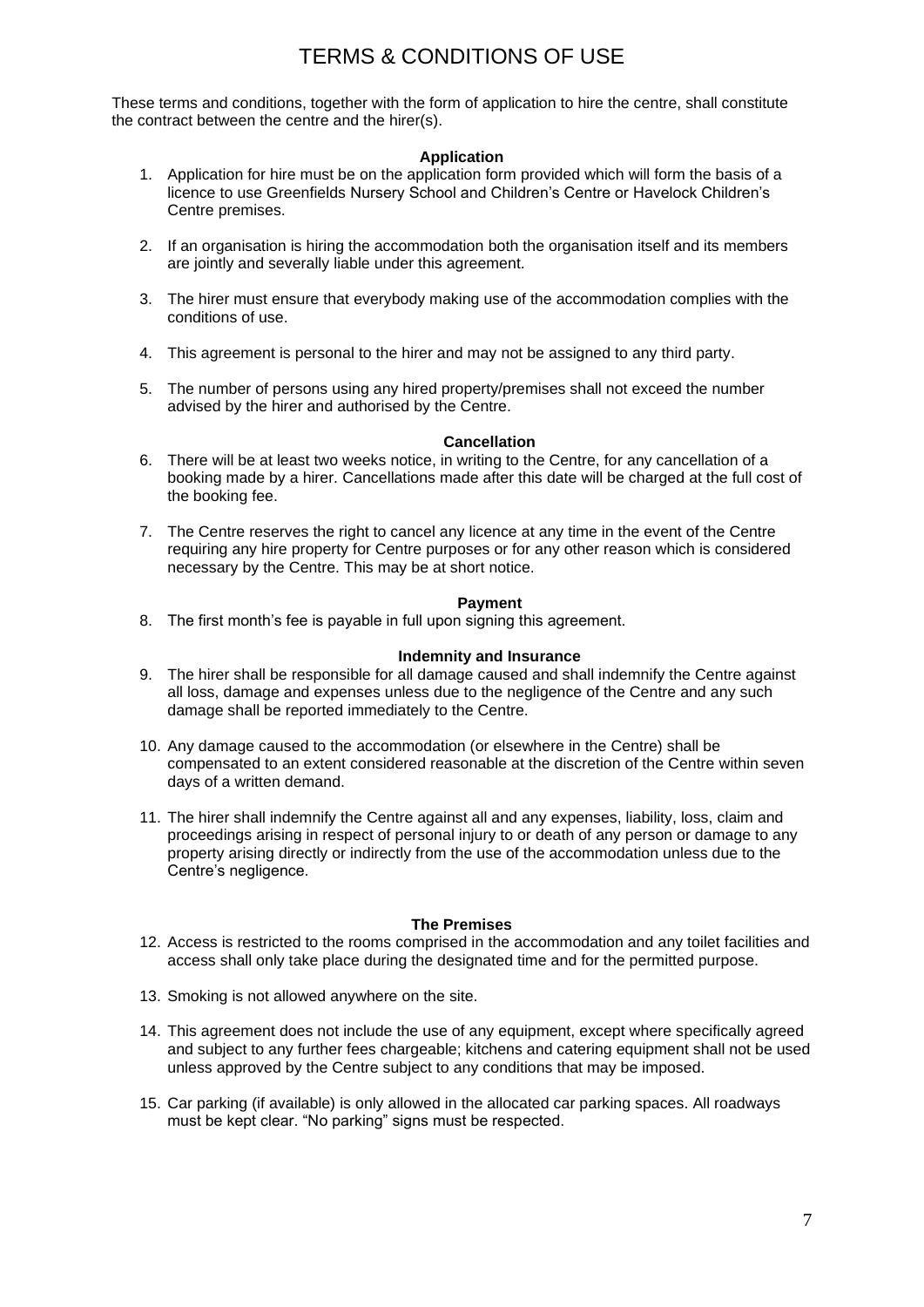# TERMS & CONDITIONS OF USE

These terms and conditions, together with the form of application to hire the centre, shall constitute the contract between the centre and the hirer(s).

**Application**

1. Application for hire must be on the application form provided which will form the basis of a licence to use Greenfields Nursery School and Children's Centre or Havelock Children's Centre premises.

2. If an organisation is hiring the accommodation both the organisation itself and its members are jointly and severally liable under this agreement.

3. The hirer must ensure that everybody making use of the accommodation complies with the conditions of use.

4. This agreement is personal to the hirer and may not be assigned to any third party.

5. The number of persons using any hired property/premises shall not exceed the number advised by the hirer and authorised by the Centre.

**Cancellation**

6. There will be at least two weeks notice, in writing to the Centre, for any cancellation of a booking made by a hirer. Cancellations made after this date will be charged at the full cost of the booking fee.

7. The Centre reserves the right to cancel any licence at any time in the event of the Centre requiring any hire property for Centre purposes or for any other reason which is considered necessary by the Centre. This may be at short notice.

**Payment**

8. The first month's fee is payable in full upon signing this agreement.

**Indemnity and Insurance**

9. The hirer shall be responsible for all damage caused and shall indemnify the Centre against all loss, damage and expenses unless due to the negligence of the Centre and any such damage shall be reported immediately to the Centre.

10. Any damage caused to the accommodation (or elsewhere in the Centre) shall be compensated to an extent considered reasonable at the discretion of the Centre within seven days of a written demand.

11. The hirer shall indemnify the Centre against all and any expenses, liability, loss, claim and proceedings arising in respect of personal injury to or death of any person or damage to any property arising directly or indirectly from the use of the accommodation unless due to the Centre's negligence.

**The Premises**

12. Access is restricted to the rooms comprised in the accommodation and any toilet facilities and access shall only take place during the designated time and for the permitted purpose.

13. Smoking is not allowed anywhere on the site.

14. This agreement does not include the use of any equipment, except where specifically agreed and subject to any further fees chargeable; kitchens and catering equipment shall not be used unless approved by the Centre subject to any conditions that may be imposed.

15. Car parking (if available) is only allowed in the allocated car parking spaces. All roadways must be kept clear. "No parking" signs must be respected.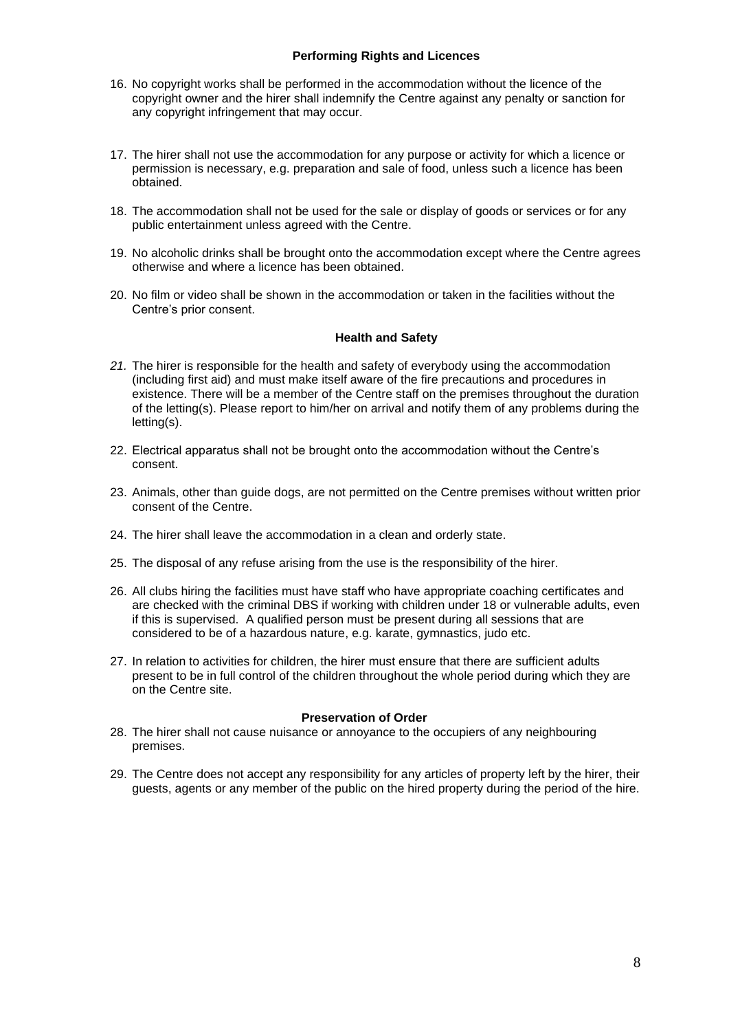## Performing Rights and Licences

16. No copyright works shall be performed in the accommodation without the licence of the copyright owner and the hirer shall indemnify the Centre against any penalty or sanction for any copyright infringement that may occur.

17. The hirer shall not use the accommodation for any purpose or activity for which a licence or permission is necessary, e.g. preparation and sale of food, unless such a licence has been obtained.

18. The accommodation shall not be used for the sale or display of goods or services or for any public entertainment unless agreed with the Centre.

19. No alcoholic drinks shall be brought onto the accommodation except where the Centre agrees otherwise and where a licence has been obtained.

20. No film or video shall be shown in the accommodation or taken in the facilities without the Centre's prior consent.

## Health and Safety

21. The hirer is responsible for the health and safety of everybody using the accommodation (including first aid) and must make itself aware of the fire precautions and procedures in existence. There will be a member of the Centre staff on the premises throughout the duration of the letting(s). Please report to him/her on arrival and notify them of any problems during the letting(s).

22. Electrical apparatus shall not be brought onto the accommodation without the Centre's consent.

23. Animals, other than guide dogs, are not permitted on the Centre premises without written prior consent of the Centre.

24. The hirer shall leave the accommodation in a clean and orderly state.

25. The disposal of any refuse arising from the use is the responsibility of the hirer.

26. All clubs hiring the facilities must have staff who have appropriate coaching certificates and are checked with the criminal DBS if working with children under 18 or vulnerable adults, even if this is supervised. A qualified person must be present during all sessions that are considered to be of a hazardous nature, e.g. karate, gymnastics, judo etc.

27. In relation to activities for children, the hirer must ensure that there are sufficient adults present to be in full control of the children throughout the whole period during which they are on the Centre site.

## Preservation of Order

28. The hirer shall not cause nuisance or annoyance to the occupiers of any neighbouring premises.

29. The Centre does not accept any responsibility for any articles of property left by the hirer, their guests, agents or any member of the public on the hired property during the period of the hire.